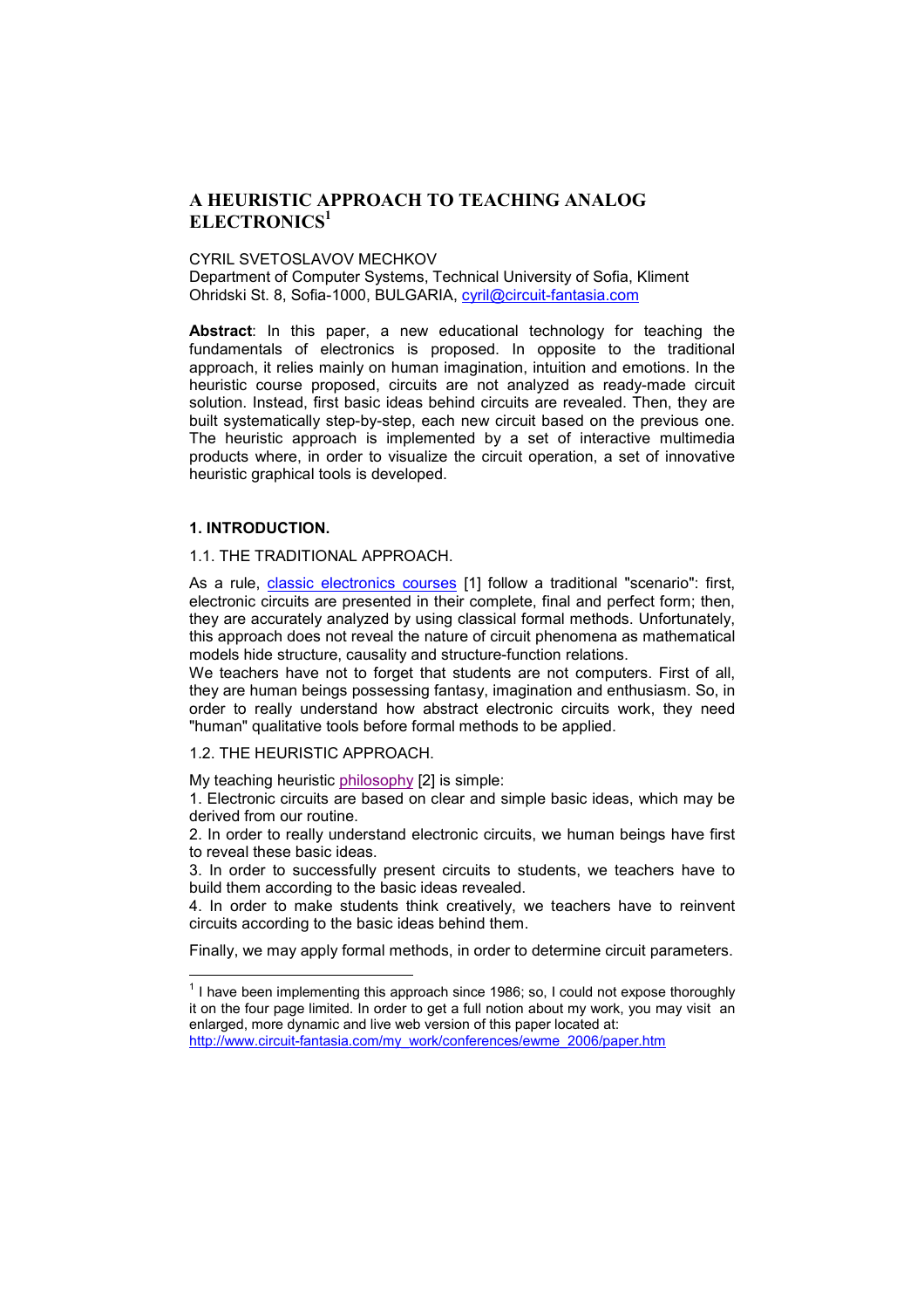# A HEURISTIC APPROACH TO TEACHING ANALOG ELECTRONICS[1]

CYRIL SVETOSLAVOV MECHKOV
Department of Computer Systems, Technical University of Sofia, Kliment Ohridski St. 8, Sofia-1000, BULGARIA, cyril@circuit-fantasia.com

**Abstract**: In this paper, a new educational technology for teaching the fundamentals of electronics is proposed. In opposite to the traditional approach, it relies mainly on human imagination, intuition and emotions. In the heuristic course proposed, circuits are not analyzed as ready-made circuit solution. Instead, first basic ideas behind circuits are revealed. Then, they are built systematically step-by-step, each new circuit based on the previous one. The heuristic approach is implemented by a set of interactive multimedia products where, in order to visualize the circuit operation, a set of innovative heuristic graphical tools is developed.

## 1. INTRODUCTION.

### 1.1. THE TRADITIONAL APPROACH.

As a rule, classic electronics courses [1] follow a traditional "scenario": first, electronic circuits are presented in their complete, final and perfect form; then, they are accurately analyzed by using classical formal methods. Unfortunately, this approach does not reveal the nature of circuit phenomena as mathematical models hide structure, causality and structure-function relations.

We teachers have not to forget that students are not computers. First of all, they are human beings possessing fantasy, imagination and enthusiasm. So, in order to really understand how abstract electronic circuits work, they need "human" qualitative tools before formal methods to be applied.

### 1.2. THE HEURISTIC APPROACH.

My teaching heuristic philosophy [2] is simple:

1. Electronic circuits are based on clear and simple basic ideas, which may be derived from our routine.
2. In order to really understand electronic circuits, we human beings have first to reveal these basic ideas.
3. In order to successfully present circuits to students, we teachers have to build them according to the basic ideas revealed.
4. In order to make students think creatively, we teachers have to reinvent circuits according to the basic ideas behind them.

Finally, we may apply formal methods, in order to determine circuit parameters.

---

[1] I have been implementing this approach since 1986; so, I could not expose thoroughly it on the four page limited. In order to get a full notion about my work, you may visit an enlarged, more dynamic and live web version of this paper located at: http://www.circuit-fantasia.com/my_work/conferences/ewme_2006/paper.htm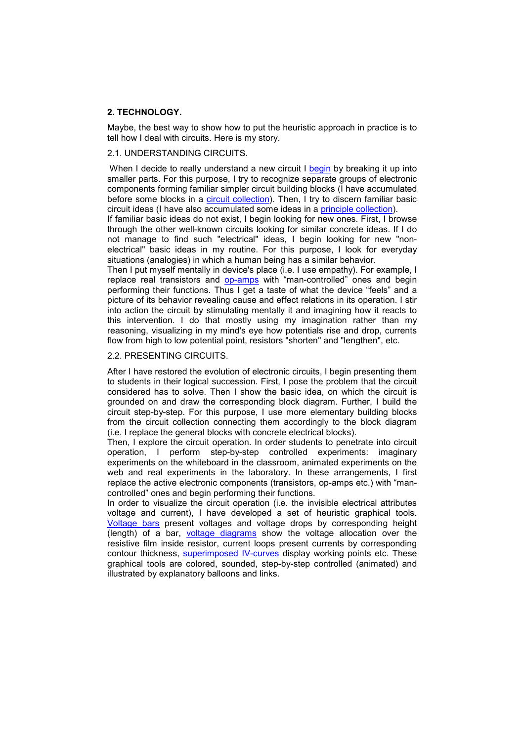## 2. TECHNOLOGY.

Maybe, the best way to show how to put the heuristic approach in practice is to tell how I deal with circuits. Here is my story.

### 2.1. UNDERSTANDING CIRCUITS.

When I decide to really understand a new circuit I begin by breaking it up into smaller parts. For this purpose, I try to recognize separate groups of electronic components forming familiar simpler circuit building blocks (I have accumulated before some blocks in a circuit collection). Then, I try to discern familiar basic circuit ideas (I have also accumulated some ideas in a principle collection).

If familiar basic ideas do not exist, I begin looking for new ones. First, I browse through the other well-known circuits looking for similar concrete ideas. If I do not manage to find such "electrical" ideas, I begin looking for new "non-electrical" basic ideas in my routine. For this purpose, I look for everyday situations (analogies) in which a human being has a similar behavior.

Then I put myself mentally in device's place (i.e. I use empathy). For example, I replace real transistors and op-amps with "man-controlled" ones and begin performing their functions. Thus I get a taste of what the device "feels" and a picture of its behavior revealing cause and effect relations in its operation. I stir into action the circuit by stimulating mentally it and imagining how it reacts to this intervention. I do that mostly using my imagination rather than my reasoning, visualizing in my mind's eye how potentials rise and drop, currents flow from high to low potential point, resistors "shorten" and "lengthen", etc.

### 2.2. PRESENTING CIRCUITS.

After I have restored the evolution of electronic circuits, I begin presenting them to students in their logical succession. First, I pose the problem that the circuit considered has to solve. Then I show the basic idea, on which the circuit is grounded on and draw the corresponding block diagram. Further, I build the circuit step-by-step. For this purpose, I use more elementary building blocks from the circuit collection connecting them accordingly to the block diagram (i.e. I replace the general blocks with concrete electrical blocks).

Then, I explore the circuit operation. In order students to penetrate into circuit operation, I perform step-by-step controlled experiments: imaginary experiments on the whiteboard in the classroom, animated experiments on the web and real experiments in the laboratory. In these arrangements, I first replace the active electronic components (transistors, op-amps etc.) with "man-controlled" ones and begin performing their functions.

In order to visualize the circuit operation (i.e. the invisible electrical attributes voltage and current), I have developed a set of heuristic graphical tools. Voltage bars present voltages and voltage drops by corresponding height (length) of a bar, voltage diagrams show the voltage allocation over the resistive film inside resistor, current loops present currents by corresponding contour thickness, superimposed IV-curves display working points etc. These graphical tools are colored, sounded, step-by-step controlled (animated) and illustrated by explanatory balloons and links.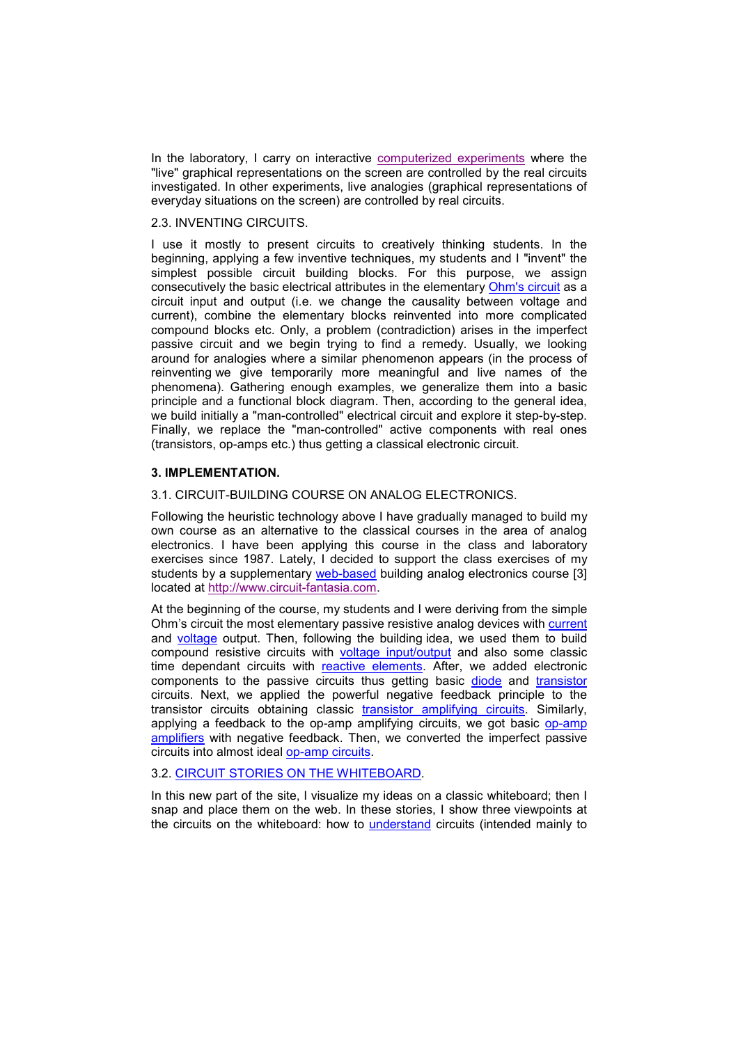In the laboratory, I carry on interactive computerized experiments where the "live" graphical representations on the screen are controlled by the real circuits investigated. In other experiments, live analogies (graphical representations of everyday situations on the screen) are controlled by real circuits.

2.3. INVENTING CIRCUITS.

I use it mostly to present circuits to creatively thinking students. In the beginning, applying a few inventive techniques, my students and I "invent" the simplest possible circuit building blocks. For this purpose, we assign consecutively the basic electrical attributes in the elementary Ohm's circuit as a circuit input and output (i.e. we change the causality between voltage and current), combine the elementary blocks reinvented into more complicated compound blocks etc. Only, a problem (contradiction) arises in the imperfect passive circuit and we begin trying to find a remedy. Usually, we looking around for analogies where a similar phenomenon appears (in the process of reinventing we give temporarily more meaningful and live names of the phenomena). Gathering enough examples, we generalize them into a basic principle and a functional block diagram. Then, according to the general idea, we build initially a "man-controlled" electrical circuit and explore it step-by-step. Finally, we replace the "man-controlled" active components with real ones (transistors, op-amps etc.) thus getting a classical electronic circuit.

## 3. IMPLEMENTATION.

3.1. CIRCUIT-BUILDING COURSE ON ANALOG ELECTRONICS.

Following the heuristic technology above I have gradually managed to build my own course as an alternative to the classical courses in the area of analog electronics. I have been applying this course in the class and laboratory exercises since 1987. Lately, I decided to support the class exercises of my students by a supplementary web-based building analog electronics course [3] located at http://www.circuit-fantasia.com.

At the beginning of the course, my students and I were deriving from the simple Ohm's circuit the most elementary passive resistive analog devices with current and voltage output. Then, following the building idea, we used them to build compound resistive circuits with voltage input/output and also some classic time dependant circuits with reactive elements. After, we added electronic components to the passive circuits thus getting basic diode and transistor circuits. Next, we applied the powerful negative feedback principle to the transistor circuits obtaining classic transistor amplifying circuits. Similarly, applying a feedback to the op-amp amplifying circuits, we got basic op-amp amplifiers with negative feedback. Then, we converted the imperfect passive circuits into almost ideal op-amp circuits.

3.2. CIRCUIT STORIES ON THE WHITEBOARD.

In this new part of the site, I visualize my ideas on a classic whiteboard; then I snap and place them on the web. In these stories, I show three viewpoints at the circuits on the whiteboard: how to understand circuits (intended mainly to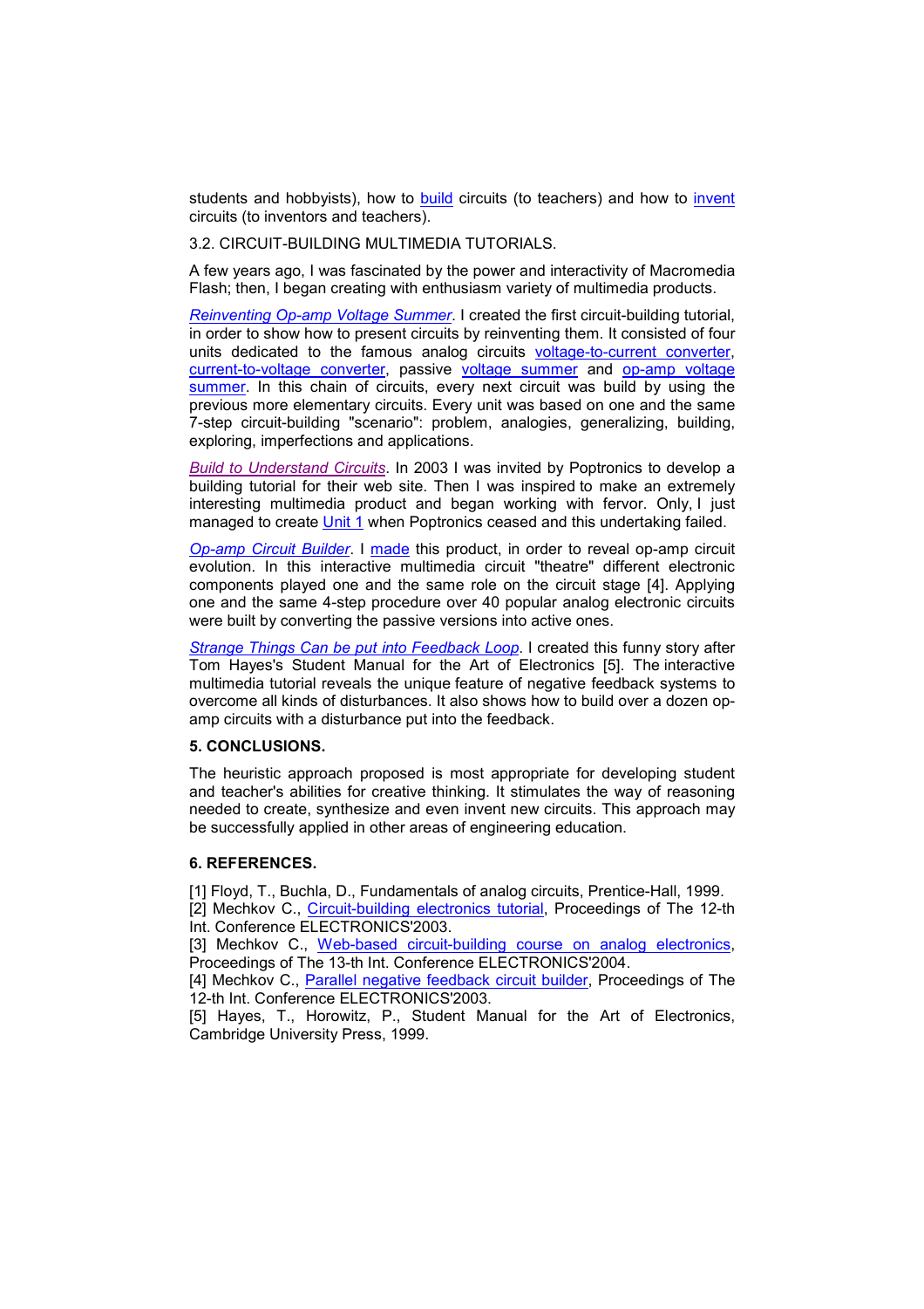students and hobbyists), how to build circuits (to teachers) and how to invent circuits (to inventors and teachers).

3.2. CIRCUIT-BUILDING MULTIMEDIA TUTORIALS.

A few years ago, I was fascinated by the power and interactivity of Macromedia Flash; then, I began creating with enthusiasm variety of multimedia products.

*Reinventing Op-amp Voltage Summer*. I created the first circuit-building tutorial, in order to show how to present circuits by reinventing them. It consisted of four units dedicated to the famous analog circuits voltage-to-current converter, current-to-voltage converter, passive voltage summer and op-amp voltage summer. In this chain of circuits, every next circuit was build by using the previous more elementary circuits. Every unit was based on one and the same 7-step circuit-building "scenario": problem, analogies, generalizing, building, exploring, imperfections and applications.

*Build to Understand Circuits*. In 2003 I was invited by Poptronics to develop a building tutorial for their web site. Then I was inspired to make an extremely interesting multimedia product and began working with fervor. Only, I just managed to create Unit 1 when Poptronics ceased and this undertaking failed.

*Op-amp Circuit Builder*. I made this product, in order to reveal op-amp circuit evolution. In this interactive multimedia circuit "theatre" different electronic components played one and the same role on the circuit stage [4]. Applying one and the same 4-step procedure over 40 popular analog electronic circuits were built by converting the passive versions into active ones.

*Strange Things Can be put into Feedback Loop*. I created this funny story after Tom Hayes's Student Manual for the Art of Electronics [5]. The interactive multimedia tutorial reveals the unique feature of negative feedback systems to overcome all kinds of disturbances. It also shows how to build over a dozen op-amp circuits with a disturbance put into the feedback.

## 5. CONCLUSIONS.

The heuristic approach proposed is most appropriate for developing student and teacher's abilities for creative thinking. It stimulates the way of reasoning needed to create, synthesize and even invent new circuits. This approach may be successfully applied in other areas of engineering education.

## 6. REFERENCES.

[1] Floyd, T., Buchla, D., Fundamentals of analog circuits, Prentice-Hall, 1999.
[2] Mechkov C., Circuit-building electronics tutorial, Proceedings of The 12-th Int. Conference ELECTRONICS'2003.
[3] Mechkov C., Web-based circuit-building course on analog electronics, Proceedings of The 13-th Int. Conference ELECTRONICS'2004.
[4] Mechkov C., Parallel negative feedback circuit builder, Proceedings of The 12-th Int. Conference ELECTRONICS'2003.
[5] Hayes, T., Horowitz, P., Student Manual for the Art of Electronics, Cambridge University Press, 1999.